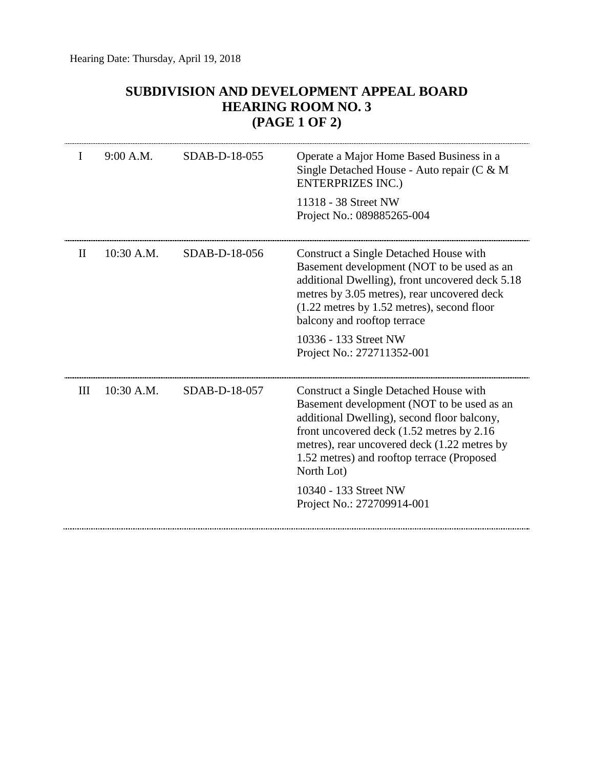Hearing Date: Thursday, April 19, 2018

# SUBDIVISION AND DEVELOPMENT APPEAL BOARD
# HEARING ROOM NO. 3
# (PAGE 1 OF 2)

| | | | |
|---|---|---|---|
| I | 9:00 A.M. | SDAB-D-18-055 | Operate a Major Home Based Business in a Single Detached House - Auto repair (C & M ENTERPRIZES INC.)<br><br>11318 - 38 Street NW<br>Project No.: 089885265-004 |
| II | 10:30 A.M. | SDAB-D-18-056 | Construct a Single Detached House with Basement development (NOT to be used as an additional Dwelling), front uncovered deck 5.18 metres by 3.05 metres), rear uncovered deck (1.22 metres by 1.52 metres), second floor balcony and rooftop terrace<br><br>10336 - 133 Street NW<br>Project No.: 272711352-001 |
| III | 10:30 A.M. | SDAB-D-18-057 | Construct a Single Detached House with Basement development (NOT to be used as an additional Dwelling), second floor balcony, front uncovered deck (1.52 metres by 2.16 metres), rear uncovered deck (1.22 metres by 1.52 metres) and rooftop terrace (Proposed North Lot)<br><br>10340 - 133 Street NW<br>Project No.: 272709914-001 |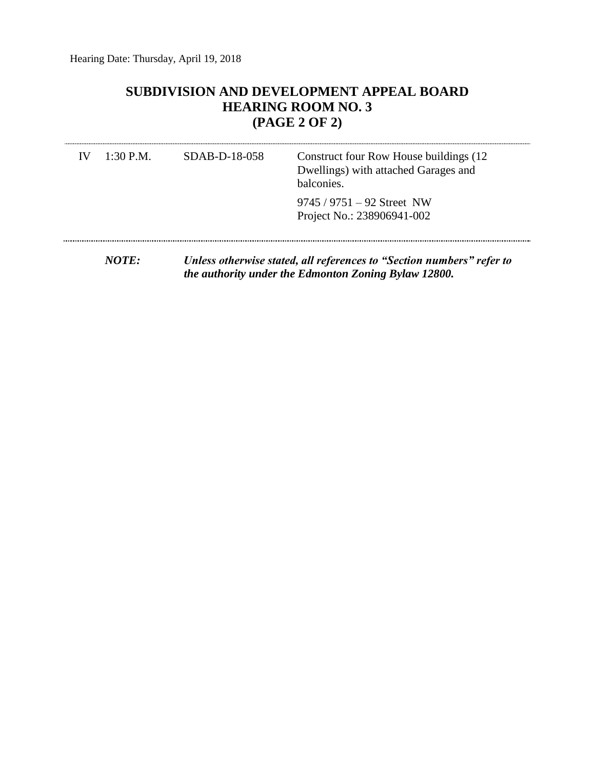Hearing Date: Thursday, April 19, 2018

## SUBDIVISION AND DEVELOPMENT APPEAL BOARD
## HEARING ROOM NO. 3
## (PAGE 2 OF 2)

| | | | |
|---|---|---|---|
| IV | 1:30 P.M. | SDAB-D-18-058 | Construct four Row House buildings (12 Dwellings) with attached Garages and balconies.<br><br>9745 / 9751 – 92 Street NW<br>Project No.: 238906941-002 |

***NOTE:*** ***Unless otherwise stated, all references to "Section numbers" refer to the authority under the Edmonton Zoning Bylaw 12800.***